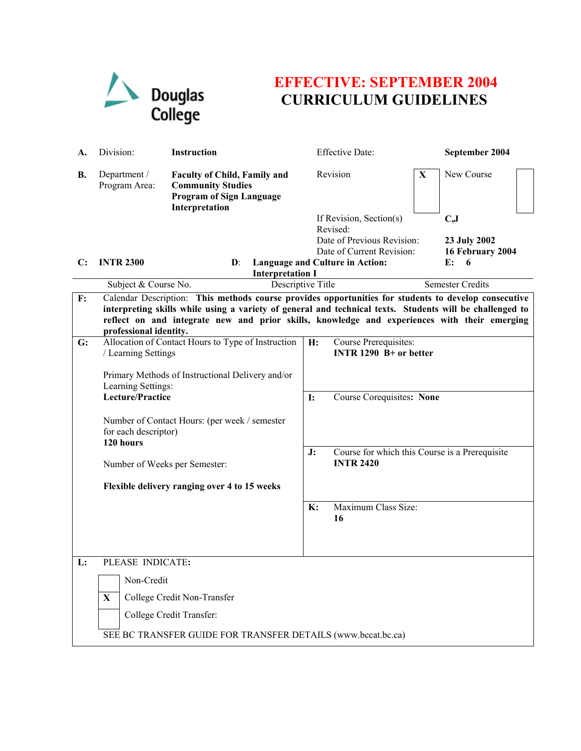Douglas College

# EFFECTIVE: SEPTEMBER 2004
# CURRICULUM GUIDELINES

| | | | | |
|---|---|---|---|---|
| **A.** | Division: | **Instruction** | Effective Date: | **September 2004** |
| **B.** | Department / Program Area: | **Faculty of Child, Family and Community Studies Program of Sign Language Interpretation** | Revision **X** | New Course |
| | | | If Revision, Section(s) Revised: | **C,J** |
| | | | Date of Previous Revision: | **23 July 2002** |
| | | | Date of Current Revision: | **16 February 2004** |

| | | | | |
|---|---|---|---|---|
| **C:** | **INTR 2300** | **D:** | **Language and Culture in Action: Interpretation I** | **E: 6** |
| | Subject & Course No. | | Descriptive Title | Semester Credits |

**F:** Calendar Description: **This methods course provides opportunities for students to develop consecutive interpreting skills while using a variety of general and technical texts. Students will be challenged to reflect on and integrate new and prior skills, knowledge and experiences with their emerging professional identity.**

**G:** Allocation of Contact Hours to Type of Instruction / Learning Settings

Primary Methods of Instructional Delivery and/or Learning Settings:
**Lecture/Practice**

Number of Contact Hours: (per week / semester for each descriptor)
**120 hours**

Number of Weeks per Semester:

**Flexible delivery ranging over 4 to 15 weeks**

**H:** Course Prerequisites:
**INTR 1290 B+ or better**

**I:** Course Corequisites: **None**

**J:** Course for which this Course is a Prerequisite
**INTR 2420**

**K:** Maximum Class Size:
**16**

**L:** PLEASE INDICATE:

- [ ] Non-Credit
- [X] College Credit Non-Transfer
- [ ] College Credit Transfer:

SEE BC TRANSFER GUIDE FOR TRANSFER DETAILS (www.bccat.bc.ca)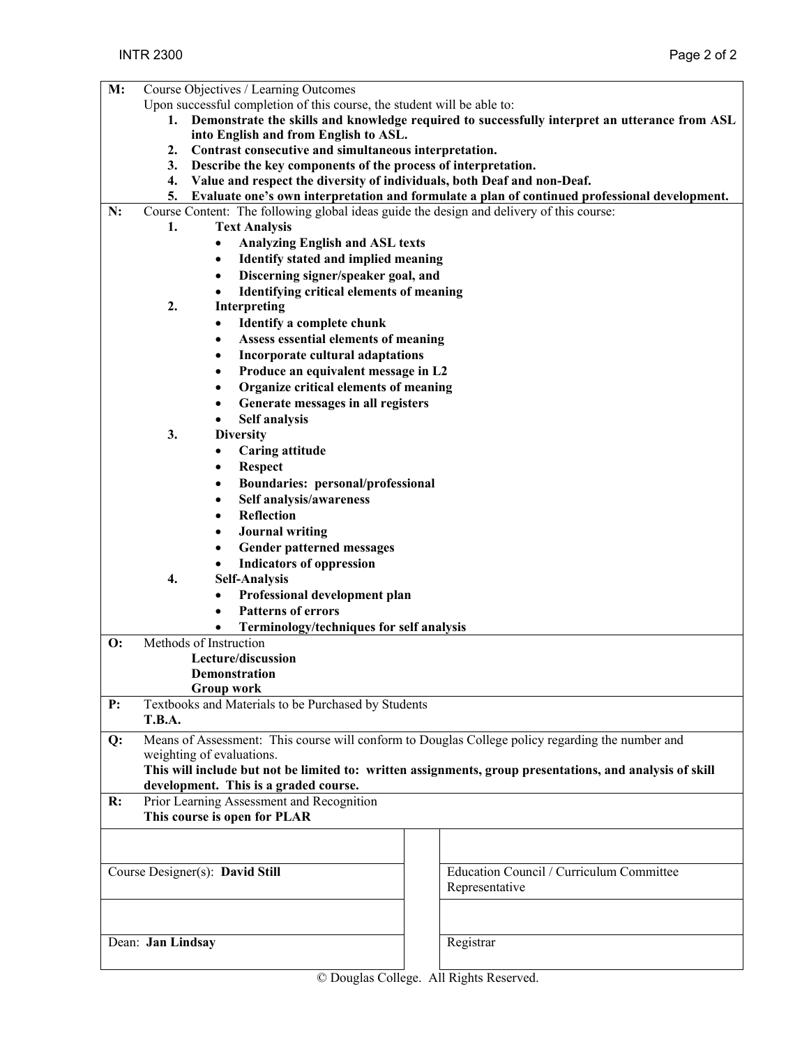**M:** Course Objectives / Learning Outcomes

Upon successful completion of this course, the student will be able to:

1. **Demonstrate the skills and knowledge required to successfully interpret an utterance from ASL into English and from English to ASL.**
2. **Contrast consecutive and simultaneous interpretation.**
3. **Describe the key components of the process of interpretation.**
4. **Value and respect the diversity of individuals, both Deaf and non-Deaf.**
5. **Evaluate one's own interpretation and formulate a plan of continued professional development.**

**N:** Course Content: The following global ideas guide the design and delivery of this course:

1. **Text Analysis**
   - **Analyzing English and ASL texts**
   - **Identify stated and implied meaning**
   - **Discerning signer/speaker goal, and**
   - **Identifying critical elements of meaning**
2. **Interpreting**
   - **Identify a complete chunk**
   - **Assess essential elements of meaning**
   - **Incorporate cultural adaptations**
   - **Produce an equivalent message in L2**
   - **Organize critical elements of meaning**
   - **Generate messages in all registers**
   - **Self analysis**
3. **Diversity**
   - **Caring attitude**
   - **Respect**
   - **Boundaries: personal/professional**
   - **Self analysis/awareness**
   - **Reflection**
   - **Journal writing**
   - **Gender patterned messages**
   - **Indicators of oppression**
4. **Self-Analysis**
   - **Professional development plan**
   - **Patterns of errors**
   - **Terminology/techniques for self analysis**

**O:** Methods of Instruction

**Lecture/discussion**
**Demonstration**
**Group work**

**P:** Textbooks and Materials to be Purchased by Students

**T.B.A.**

**Q:** Means of Assessment: This course will conform to Douglas College policy regarding the number and weighting of evaluations.

**This will include but not be limited to: written assignments, group presentations, and analysis of skill development. This is a graded course.**

**R:** Prior Learning Assessment and Recognition

**This course is open for PLAR**

| | |
|---|---|
| | |
| Course Designer(s): **David Still** | Education Council / Curriculum Committee Representative |
| | |
| Dean: **Jan Lindsay** | Registrar |

© Douglas College. All Rights Reserved.